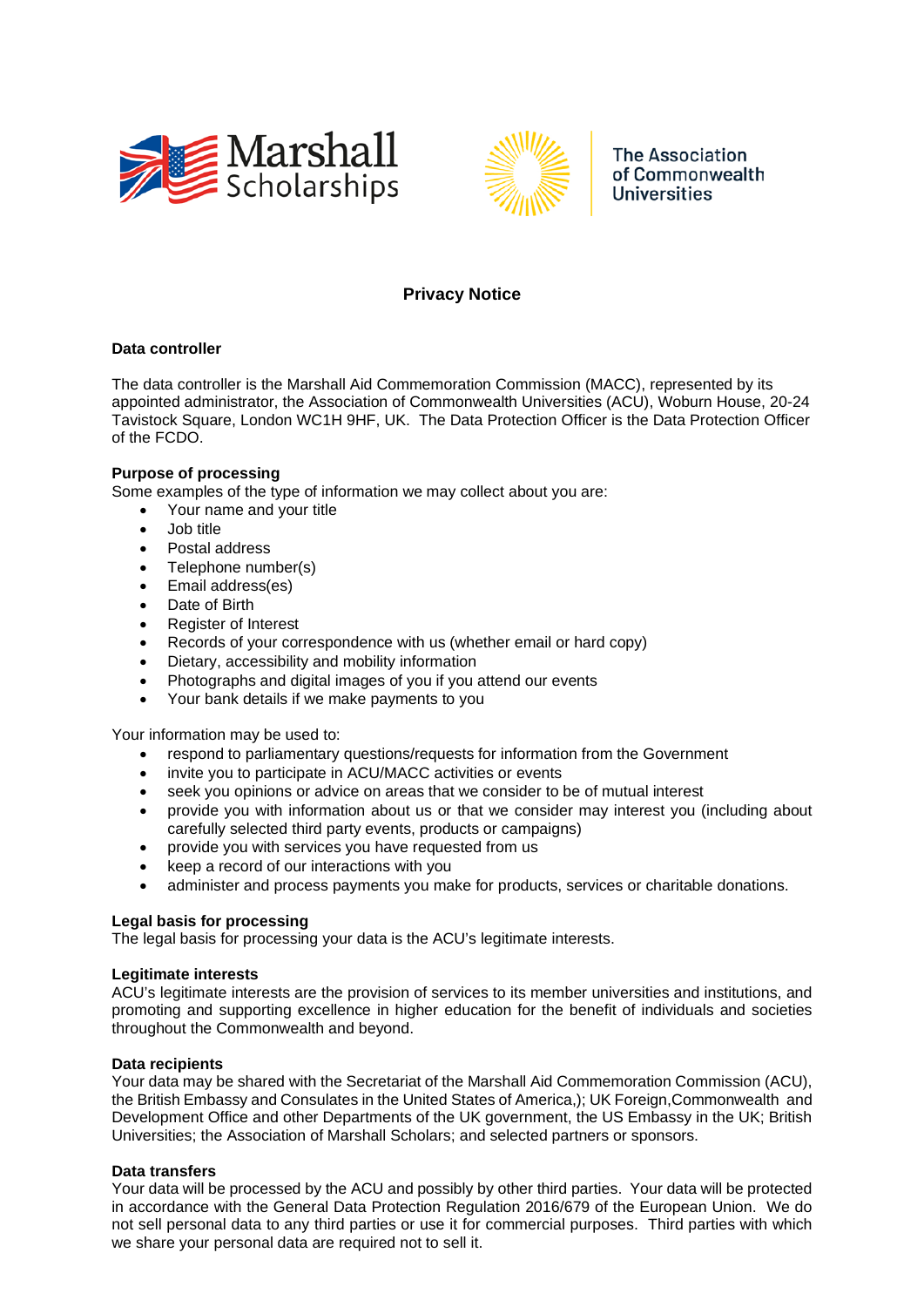Marshall Scholarships

The Association of Commonwealth Universities

# Privacy Notice

### Data controller

The data controller is the Marshall Aid Commemoration Commission (MACC), represented by its appointed administrator, the Association of Commonwealth Universities (ACU), Woburn House, 20-24 Tavistock Square, London WC1H 9HF, UK. The Data Protection Officer is the Data Protection Officer of the FCDO.

### Purpose of processing

Some examples of the type of information we may collect about you are:

- Your name and your title
- Job title
- Postal address
- Telephone number(s)
- Email address(es)
- Date of Birth
- Register of Interest
- Records of your correspondence with us (whether email or hard copy)
- Dietary, accessibility and mobility information
- Photographs and digital images of you if you attend our events
- Your bank details if we make payments to you

Your information may be used to:

- respond to parliamentary questions/requests for information from the Government
- invite you to participate in ACU/MACC activities or events
- seek you opinions or advice on areas that we consider to be of mutual interest
- provide you with information about us or that we consider may interest you (including about carefully selected third party events, products or campaigns)
- provide you with services you have requested from us
- keep a record of our interactions with you
- administer and process payments you make for products, services or charitable donations.

### Legal basis for processing

The legal basis for processing your data is the ACU's legitimate interests.

### Legitimate interests

ACU's legitimate interests are the provision of services to its member universities and institutions, and promoting and supporting excellence in higher education for the benefit of individuals and societies throughout the Commonwealth and beyond.

### Data recipients

Your data may be shared with the Secretariat of the Marshall Aid Commemoration Commission (ACU), the British Embassy and Consulates in the United States of America,); UK Foreign,Commonwealth and Development Office and other Departments of the UK government, the US Embassy in the UK; British Universities; the Association of Marshall Scholars; and selected partners or sponsors.

### Data transfers

Your data will be processed by the ACU and possibly by other third parties. Your data will be protected in accordance with the General Data Protection Regulation 2016/679 of the European Union. We do not sell personal data to any third parties or use it for commercial purposes. Third parties with which we share your personal data are required not to sell it.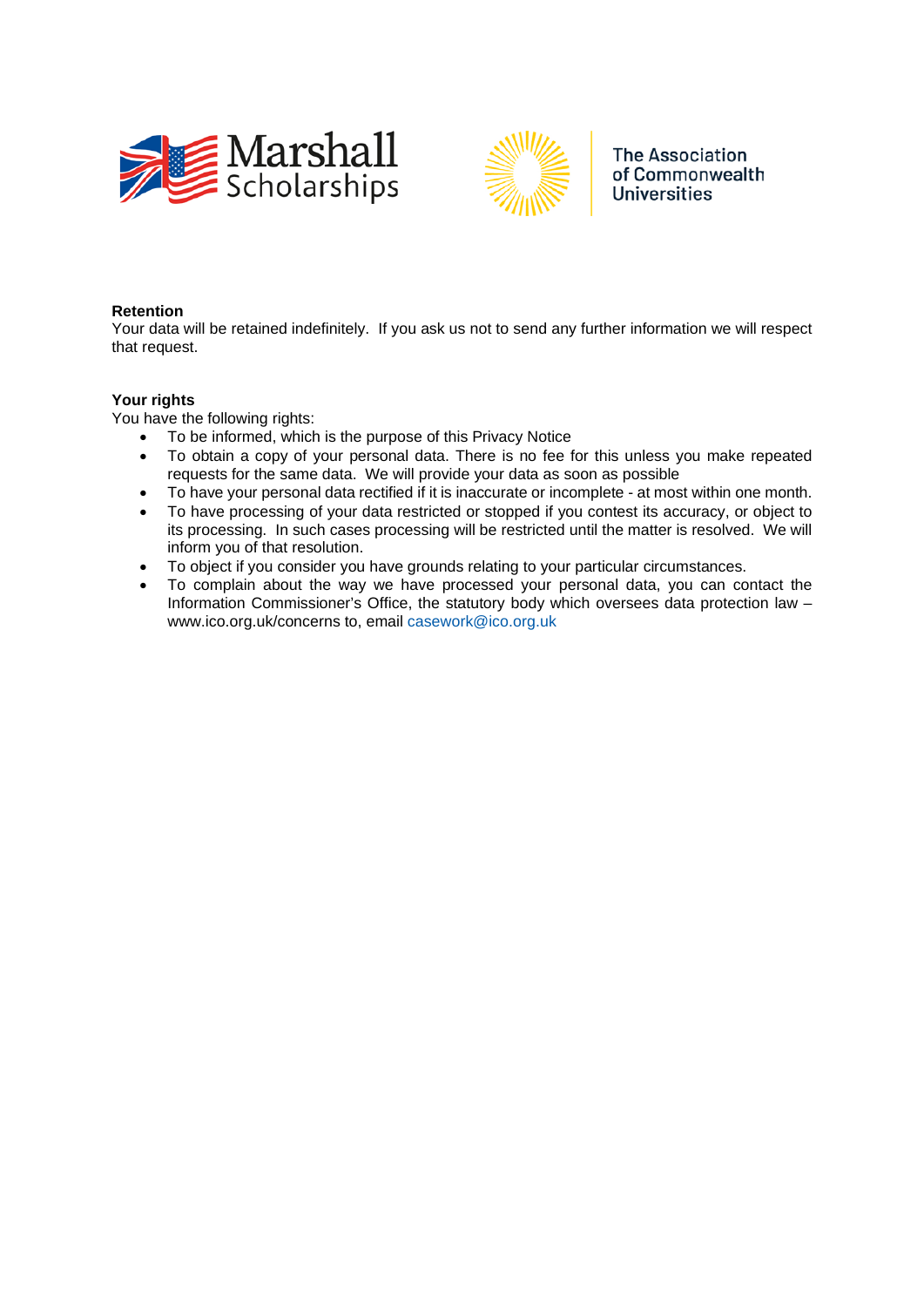**Retention**

Your data will be retained indefinitely. If you ask us not to send any further information we will respect that request.

**Your rights**

You have the following rights:

- To be informed, which is the purpose of this Privacy Notice
- To obtain a copy of your personal data. There is no fee for this unless you make repeated requests for the same data. We will provide your data as soon as possible
- To have your personal data rectified if it is inaccurate or incomplete - at most within one month.
- To have processing of your data restricted or stopped if you contest its accuracy, or object to its processing. In such cases processing will be restricted until the matter is resolved. We will inform you of that resolution.
- To object if you consider you have grounds relating to your particular circumstances.
- To complain about the way we have processed your personal data, you can contact the Information Commissioner's Office, the statutory body which oversees data protection law – www.ico.org.uk/concerns to, email casework@ico.org.uk